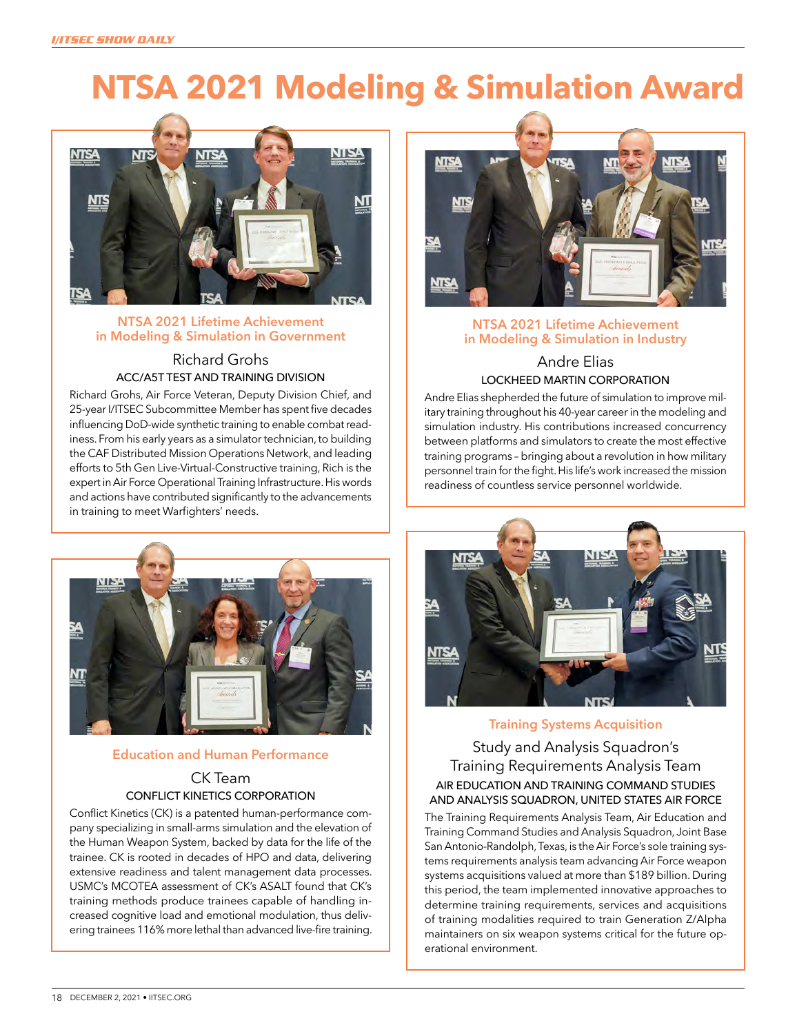# NTSA 2021 Modeling & Simulation Award

## NTSA 2021 Lifetime Achievement in Modeling & Simulation in Government

### Richard Grohs

**ACC/A5T TEST AND TRAINING DIVISION**

Richard Grohs, Air Force Veteran, Deputy Division Chief, and 25-year I/ITSEC Subcommittee Member has spent five decades influencing DoD-wide synthetic training to enable combat readiness. From his early years as a simulator technician, to building the CAF Distributed Mission Operations Network, and leading efforts to 5th Gen Live-Virtual-Constructive training, Rich is the expert in Air Force Operational Training Infrastructure. His words and actions have contributed significantly to the advancements in training to meet Warfighters' needs.

## NTSA 2021 Lifetime Achievement in Modeling & Simulation in Industry

### Andre Elias

**LOCKHEED MARTIN CORPORATION**

Andre Elias shepherded the future of simulation to improve military training throughout his 40-year career in the modeling and simulation industry. His contributions increased concurrency between platforms and simulators to create the most effective training programs – bringing about a revolution in how military personnel train for the fight. His life's work increased the mission readiness of countless service personnel worldwide.

## Education and Human Performance

### CK Team

**CONFLICT KINETICS CORPORATION**

Conflict Kinetics (CK) is a patented human-performance company specializing in small-arms simulation and the elevation of the Human Weapon System, backed by data for the life of the trainee. CK is rooted in decades of HPO and data, delivering extensive readiness and talent management data processes. USMC's MCOTEA assessment of CK's ASALT found that CK's training methods produce trainees capable of handling increased cognitive load and emotional modulation, thus delivering trainees 116% more lethal than advanced live-fire training.

## Training Systems Acquisition

### Study and Analysis Squadron's Training Requirements Analysis Team

**AIR EDUCATION AND TRAINING COMMAND STUDIES AND ANALYSIS SQUADRON, UNITED STATES AIR FORCE**

The Training Requirements Analysis Team, Air Education and Training Command Studies and Analysis Squadron, Joint Base San Antonio-Randolph, Texas, is the Air Force's sole training systems requirements analysis team advancing Air Force weapon systems acquisitions valued at more than $189 billion. During this period, the team implemented innovative approaches to determine training requirements, services and acquisitions of training modalities required to train Generation Z/Alpha maintainers on six weapon systems critical for the future operational environment.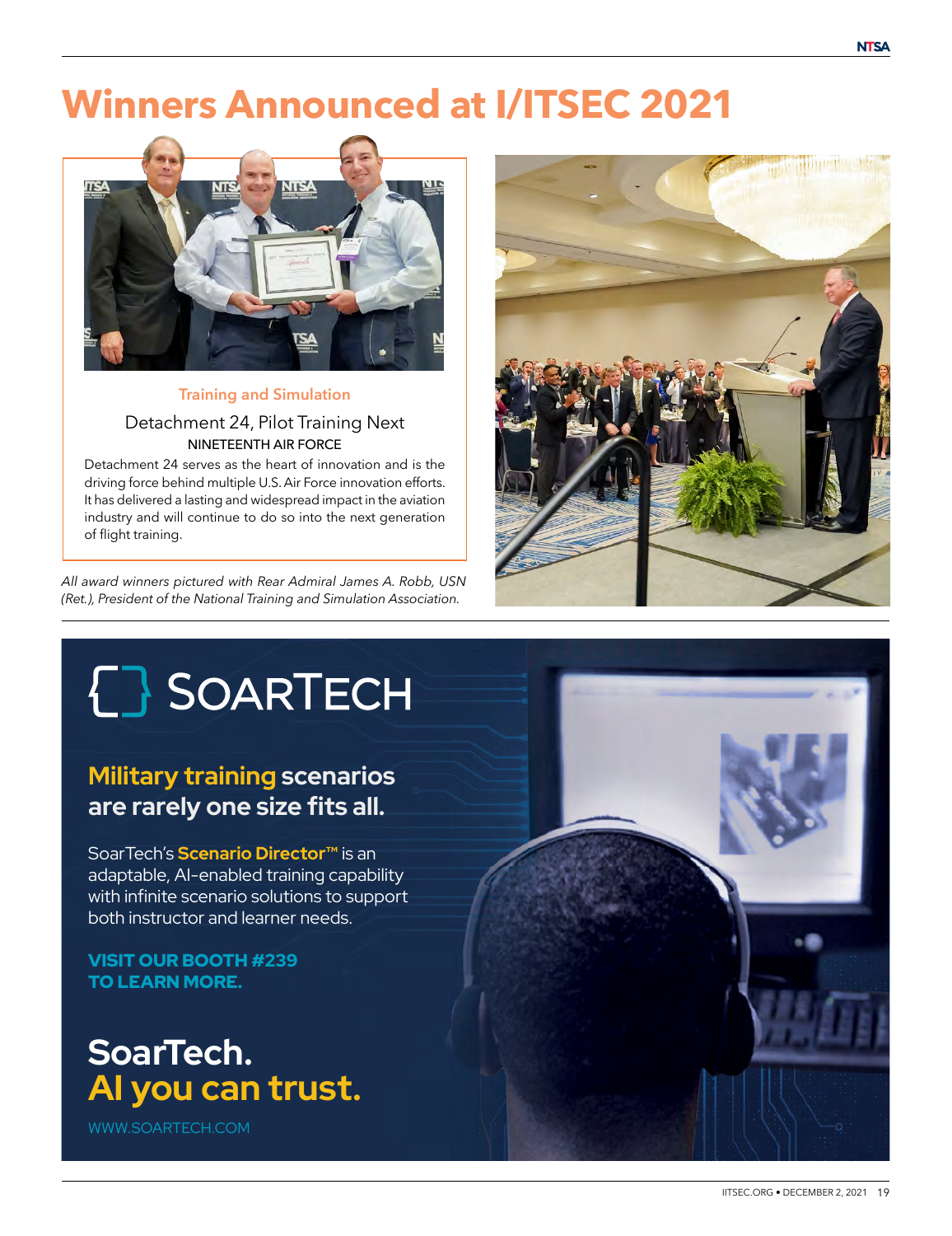# Winners Announced at I/ITSEC 2021

### Training and Simulation

Detachment 24, Pilot Training Next

NINETEENTH AIR FORCE

Detachment 24 serves as the heart of innovation and is the driving force behind multiple U.S. Air Force innovation efforts. It has delivered a lasting and widespread impact in the aviation industry and will continue to do so into the next generation of flight training.

*All award winners pictured with Rear Admiral James A. Robb, USN (Ret.), President of the National Training and Simulation Association.*

## SOARTECH

**Military training scenarios are rarely one size fits all.**

SoarTech's **Scenario Director™** is an adaptable, AI-enabled training capability with infinite scenario solutions to support both instructor and learner needs.

**VISIT OUR BOOTH #239 TO LEARN MORE.**

**SoarTech. AI you can trust.**

WWW.SOARTECH.COM